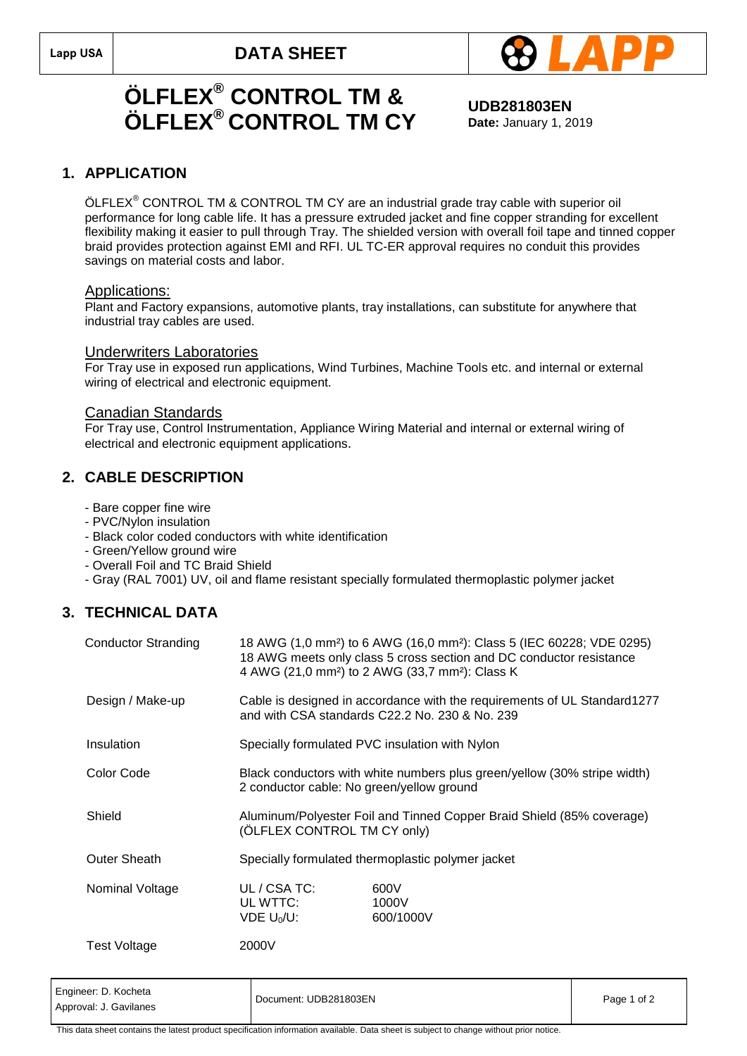Lapp USA | DATA SHEET | LAPP

# ÖLFLEX® CONTROL TM & ÖLFLEX® CONTROL TM CY

**UDB281803EN**
**Date:** January 1, 2019

## 1. APPLICATION

ÖLFLEX® CONTROL TM & CONTROL TM CY are an industrial grade tray cable with superior oil performance for long cable life. It has a pressure extruded jacket and fine copper stranding for excellent flexibility making it easier to pull through Tray. The shielded version with overall foil tape and tinned copper braid provides protection against EMI and RFI. UL TC-ER approval requires no conduit this provides savings on material costs and labor.

### Applications:

Plant and Factory expansions, automotive plants, tray installations, can substitute for anywhere that industrial tray cables are used.

### Underwriters Laboratories

For Tray use in exposed run applications, Wind Turbines, Machine Tools etc. and internal or external wiring of electrical and electronic equipment.

### Canadian Standards

For Tray use, Control Instrumentation, Appliance Wiring Material and internal or external wiring of electrical and electronic equipment applications.

## 2. CABLE DESCRIPTION

- Bare copper fine wire
- PVC/Nylon insulation
- Black color coded conductors with white identification
- Green/Yellow ground wire
- Overall Foil and TC Braid Shield
- Gray (RAL 7001) UV, oil and flame resistant specially formulated thermoplastic polymer jacket

## 3. TECHNICAL DATA

| | |
|---|---|
| Conductor Stranding | 18 AWG (1,0 mm²) to 6 AWG (16,0 mm²): Class 5 (IEC 60228; VDE 0295)<br>18 AWG meets only class 5 cross section and DC conductor resistance<br>4 AWG (21,0 mm²) to 2 AWG (33,7 mm²): Class K |
| Design / Make-up | Cable is designed in accordance with the requirements of UL Standard1277 and with CSA standards C22.2 No. 230 & No. 239 |
| Insulation | Specially formulated PVC insulation with Nylon |
| Color Code | Black conductors with white numbers plus green/yellow (30% stripe width)<br>2 conductor cable: No green/yellow ground |
| Shield | Aluminum/Polyester Foil and Tinned Copper Braid Shield (85% coverage)<br>(ÖLFLEX CONTROL TM CY only) |
| Outer Sheath | Specially formulated thermoplastic polymer jacket |
| Nominal Voltage | UL / CSA TC: 600V<br>UL WTTC: 1000V<br>VDE $U_0/U$: 600/1000V |
| Test Voltage | 2000V |

Engineer: D. Kocheta
Approval: J. Gavilanes
Document: UDB281803EN

This data sheet contains the latest product specification information available. Data sheet is subject to change without prior notice.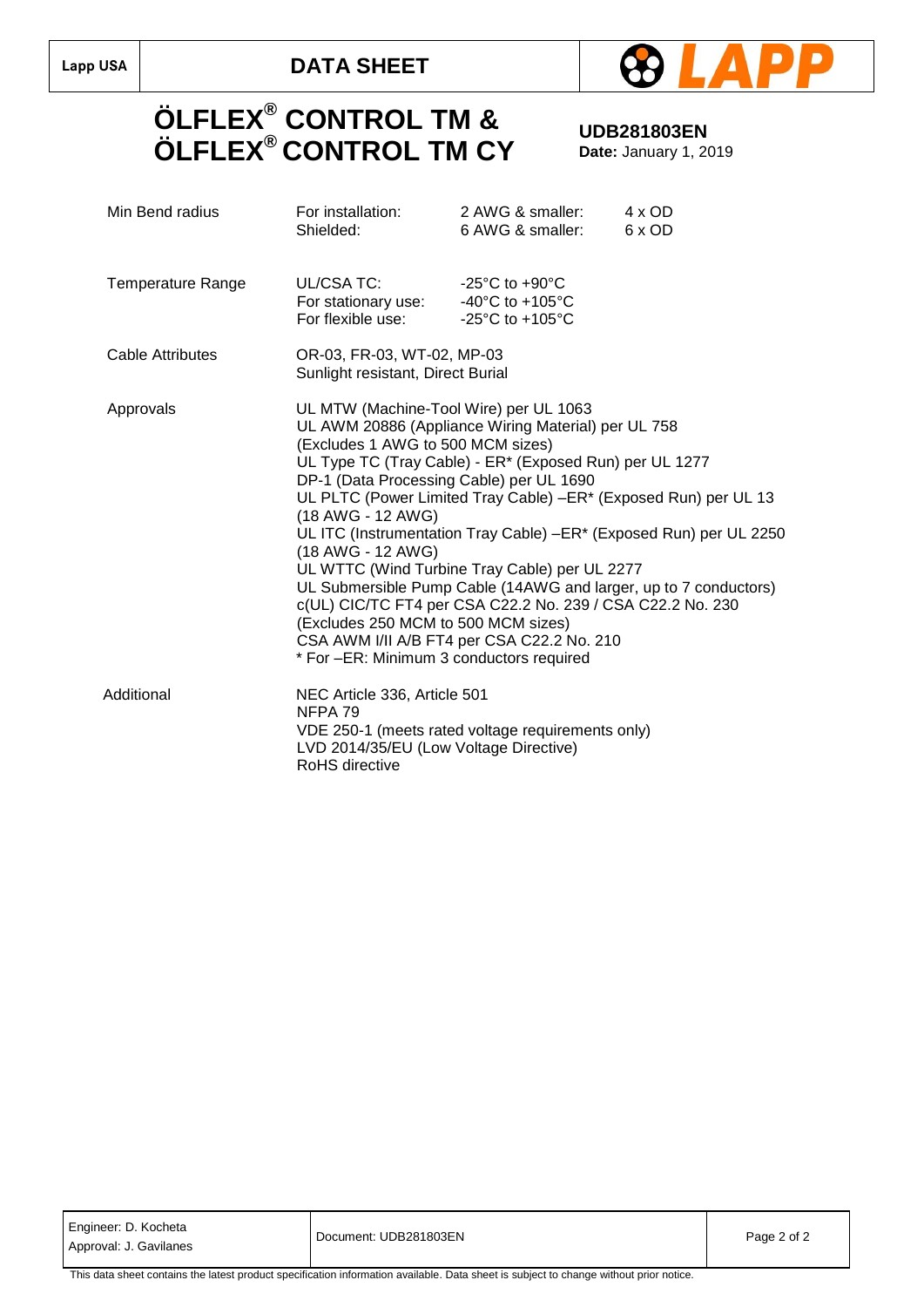# ÖLFLEX® CONTROL TM & ÖLFLEX® CONTROL TM CY

**UDB281803EN**
**Date:** January 1, 2019

| | | | |
|---|---|---|---|
| Min Bend radius | For installation: | 2 AWG & smaller: | 4 x OD |
| | Shielded: | 6 AWG & smaller: | 6 x OD |
| Temperature Range | UL/CSA TC: | -25°C to +90°C | |
| | For stationary use: | -40°C to +105°C | |
| | For flexible use: | -25°C to +105°C | |

**Cable Attributes**

OR-03, FR-03, WT-02, MP-03
Sunlight resistant, Direct Burial

**Approvals**

UL MTW (Machine-Tool Wire) per UL 1063
UL AWM 20886 (Appliance Wiring Material) per UL 758
(Excludes 1 AWG to 500 MCM sizes)
UL Type TC (Tray Cable) - ER* (Exposed Run) per UL 1277
DP-1 (Data Processing Cable) per UL 1690
UL PLTC (Power Limited Tray Cable) –ER* (Exposed Run) per UL 13
(18 AWG - 12 AWG)
UL ITC (Instrumentation Tray Cable) –ER* (Exposed Run) per UL 2250
(18 AWG - 12 AWG)
UL WTTC (Wind Turbine Tray Cable) per UL 2277
UL Submersible Pump Cable (14AWG and larger, up to 7 conductors)
c(UL) CIC/TC FT4 per CSA C22.2 No. 239 / CSA C22.2 No. 230
(Excludes 250 MCM to 500 MCM sizes)
CSA AWM I/II A/B FT4 per CSA C22.2 No. 210
* For –ER: Minimum 3 conductors required

**Additional**

NEC Article 336, Article 501
NFPA 79
VDE 250-1 (meets rated voltage requirements only)
LVD 2014/35/EU (Low Voltage Directive)
RoHS directive

| | | |
|---|---|---|
| Engineer: D. Kocheta<br>Approval: J. Gavilanes | Document: UDB281803EN | |

This data sheet contains the latest product specification information available. Data sheet is subject to change without prior notice.